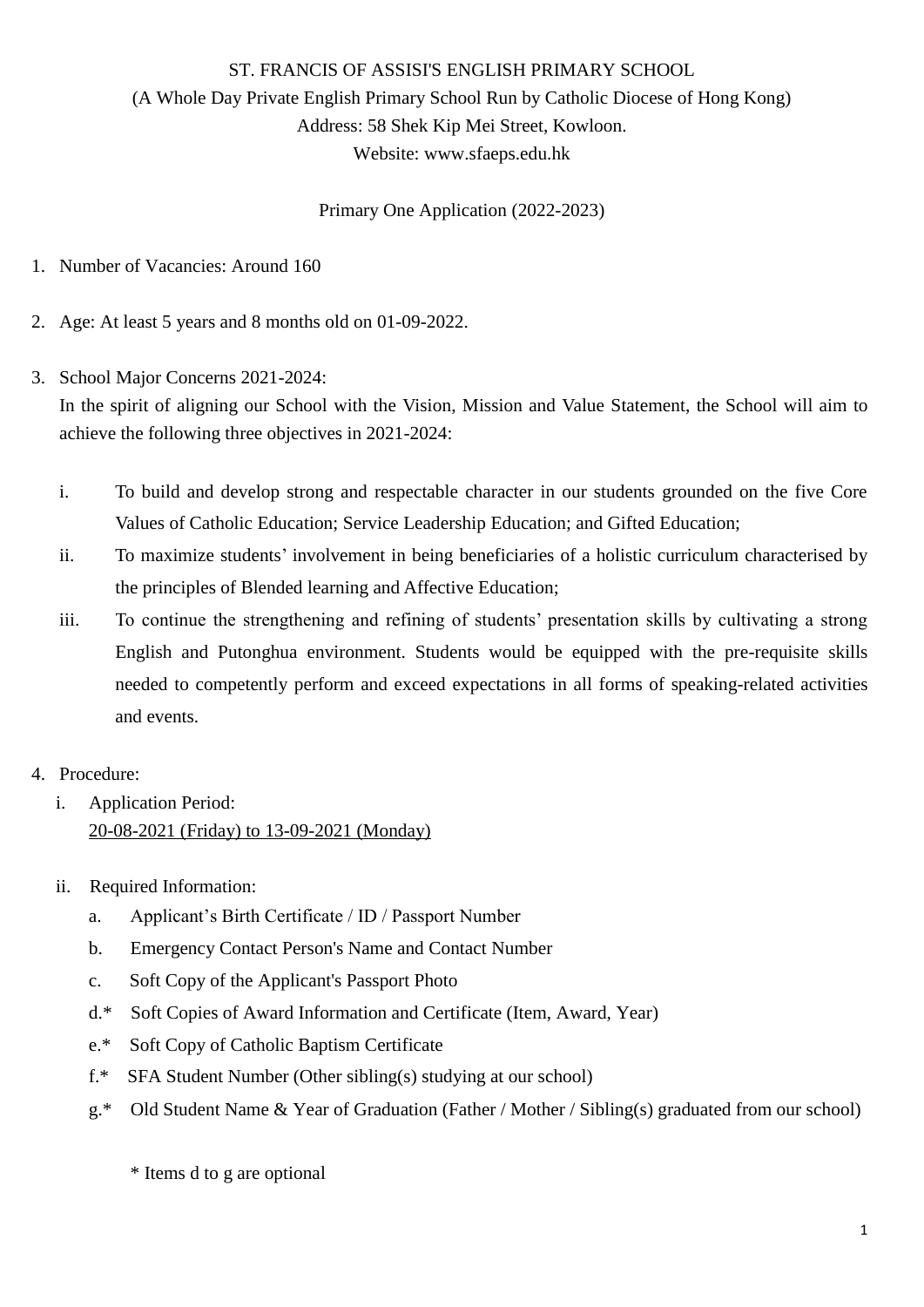# ST. FRANCIS OF ASSISI'S ENGLISH PRIMARY SCHOOL

(A Whole Day Private English Primary School Run by Catholic Diocese of Hong Kong)

Address: 58 Shek Kip Mei Street, Kowloon.

Website: www.sfaeps.edu.hk

## Primary One Application (2022-2023)

1. Number of Vacancies: Around 160

2. Age: At least 5 years and 8 months old on 01-09-2022.

3. School Major Concerns 2021-2024:
   In the spirit of aligning our School with the Vision, Mission and Value Statement, the School will aim to achieve the following three objectives in 2021-2024:

   i. To build and develop strong and respectable character in our students grounded on the five Core Values of Catholic Education; Service Leadership Education; and Gifted Education;

   ii. To maximize students' involvement in being beneficiaries of a holistic curriculum characterised by the principles of Blended learning and Affective Education;

   iii. To continue the strengthening and refining of students' presentation skills by cultivating a strong English and Putonghua environment. Students would be equipped with the pre-requisite skills needed to competently perform and exceed expectations in all forms of speaking-related activities and events.

4. Procedure:

   i. Application Period:
      <u>20-08-2021 (Friday) to 13-09-2021 (Monday)</u>

   ii. Required Information:

      a. Applicant's Birth Certificate / ID / Passport Number

      b. Emergency Contact Person's Name and Contact Number

      c. Soft Copy of the Applicant's Passport Photo

      d.* Soft Copies of Award Information and Certificate (Item, Award, Year)

      e.* Soft Copy of Catholic Baptism Certificate

      f.* SFA Student Number (Other sibling(s) studying at our school)

      g.* Old Student Name & Year of Graduation (Father / Mother / Sibling(s) graduated from our school)

      \* Items d to g are optional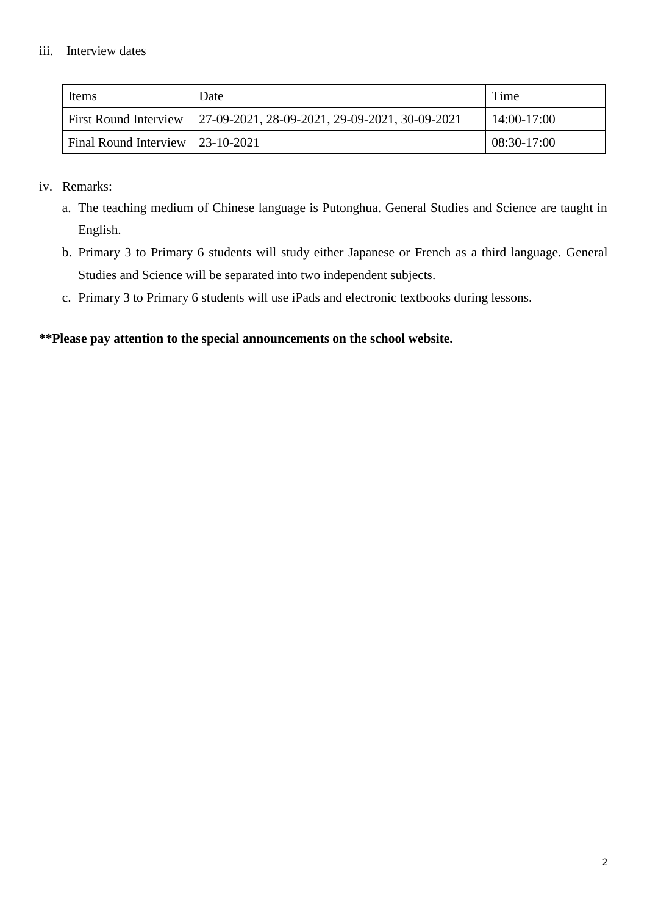iii. Interview dates

| Items | Date | Time |
|---|---|---|
| First Round Interview | 27-09-2021, 28-09-2021, 29-09-2021, 30-09-2021 | 14:00-17:00 |
| Final Round Interview | 23-10-2021 | 08:30-17:00 |

iv. Remarks:

a. The teaching medium of Chinese language is Putonghua. General Studies and Science are taught in English.

b. Primary 3 to Primary 6 students will study either Japanese or French as a third language. General Studies and Science will be separated into two independent subjects.

c. Primary 3 to Primary 6 students will use iPads and electronic textbooks during lessons.

**\*\*Please pay attention to the special announcements on the school website.**